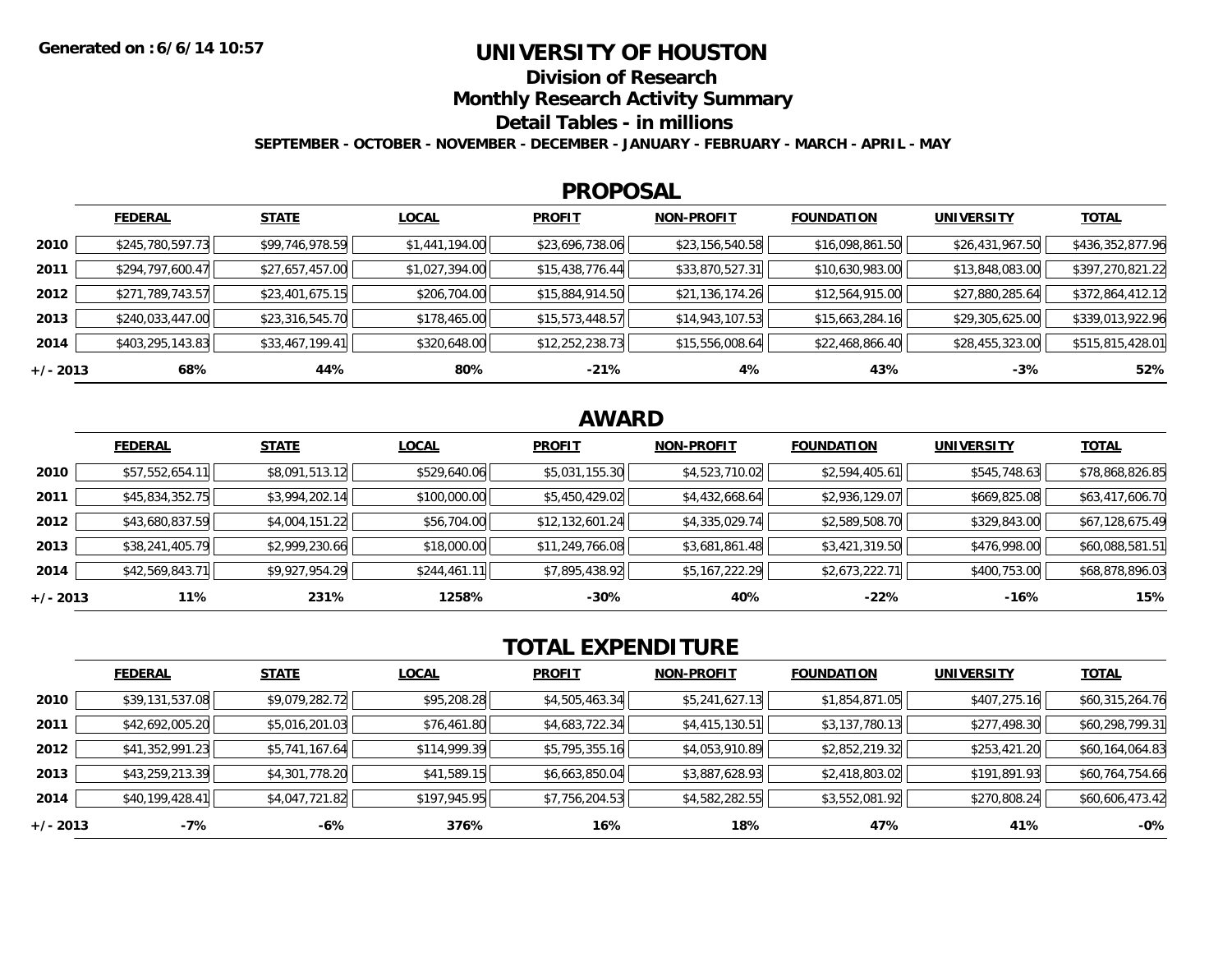**Generated on : 6/6/14 10:57**

# UNIVERSITY OF HOUSTON

## Division of Research

## Monthly Research Activity Summary

## Detail Tables - in millions

**SEPTEMBER - OCTOBER - NOVEMBER - DECEMBER - JANUARY - FEBRUARY - MARCH - APRIL - MAY**

## PROPOSAL

| | FEDERAL | STATE | LOCAL | PROFIT | NON-PROFIT | FOUNDATION | UNIVERSITY | TOTAL |
|---|---|---|---|---|---|---|---|---|
| **2010** | $245,780,597.73 | $99,746,978.59 | $1,441,194.00 | $23,696,738.06 | $23,156,540.58 | $16,098,861.50 | $26,431,967.50 | $436,352,877.96 |
| **2011** | $294,797,600.47 | $27,657,457.00 | $1,027,394.00 | $15,438,776.44 | $33,870,527.31 | $10,630,983.00 | $13,848,083.00 | $397,270,821.22 |
| **2012** | $271,789,743.57 | $23,401,675.15 | $206,704.00 | $15,884,914.50 | $21,136,174.26 | $12,564,915.00 | $27,880,285.64 | $372,864,412.12 |
| **2013** | $240,033,447.00 | $23,316,545.70 | $178,465.00 | $15,573,448.57 | $14,943,107.53 | $15,663,284.16 | $29,305,625.00 | $339,013,922.96 |
| **2014** | $403,295,143.83 | $33,467,199.41 | $320,648.00 | $12,252,238.73 | $15,556,008.64 | $22,468,866.40 | $28,455,323.00 | $515,815,428.01 |
| **+/- 2013** | **68%** | **44%** | **80%** | **-21%** | **4%** | **43%** | **-3%** | **52%** |

## AWARD

| | FEDERAL | STATE | LOCAL | PROFIT | NON-PROFIT | FOUNDATION | UNIVERSITY | TOTAL |
|---|---|---|---|---|---|---|---|---|
| **2010** | $57,552,654.11 | $8,091,513.12 | $529,640.06 | $5,031,155.30 | $4,523,710.02 | $2,594,405.61 | $545,748.63 | $78,868,826.85 |
| **2011** | $45,834,352.75 | $3,994,202.14 | $100,000.00 | $5,450,429.02 | $4,432,668.64 | $2,936,129.07 | $669,825.08 | $63,417,606.70 |
| **2012** | $43,680,837.59 | $4,004,151.22 | $56,704.00 | $12,132,601.24 | $4,335,029.74 | $2,589,508.70 | $329,843.00 | $67,128,675.49 |
| **2013** | $38,241,405.79 | $2,999,230.66 | $18,000.00 | $11,249,766.08 | $3,681,861.48 | $3,421,319.50 | $476,998.00 | $60,088,581.51 |
| **2014** | $42,569,843.71 | $9,927,954.29 | $244,461.11 | $7,895,438.92 | $5,167,222.29 | $2,673,222.71 | $400,753.00 | $68,878,896.03 |
| **+/- 2013** | **11%** | **231%** | **1258%** | **-30%** | **40%** | **-22%** | **-16%** | **15%** |

## TOTAL EXPENDITURE

| | FEDERAL | STATE | LOCAL | PROFIT | NON-PROFIT | FOUNDATION | UNIVERSITY | TOTAL |
|---|---|---|---|---|---|---|---|---|
| **2010** | $39,131,537.08 | $9,079,282.72 | $95,208.28 | $4,505,463.34 | $5,241,627.13 | $1,854,871.05 | $407,275.16 | $60,315,264.76 |
| **2011** | $42,692,005.20 | $5,016,201.03 | $76,461.80 | $4,683,722.34 | $4,415,130.51 | $3,137,780.13 | $277,498.30 | $60,298,799.31 |
| **2012** | $41,352,991.23 | $5,741,167.64 | $114,999.39 | $5,795,355.16 | $4,053,910.89 | $2,852,219.32 | $253,421.20 | $60,164,064.83 |
| **2013** | $43,259,213.39 | $4,301,778.20 | $41,589.15 | $6,663,850.04 | $3,887,628.93 | $2,418,803.02 | $191,891.93 | $60,764,754.66 |
| **2014** | $40,199,428.41 | $4,047,721.82 | $197,945.95 | $7,756,204.53 | $4,582,282.55 | $3,552,081.92 | $270,808.24 | $60,606,473.42 |
| **+/- 2013** | **-7%** | **-6%** | **376%** | **16%** | **18%** | **47%** | **41%** | **-0%** |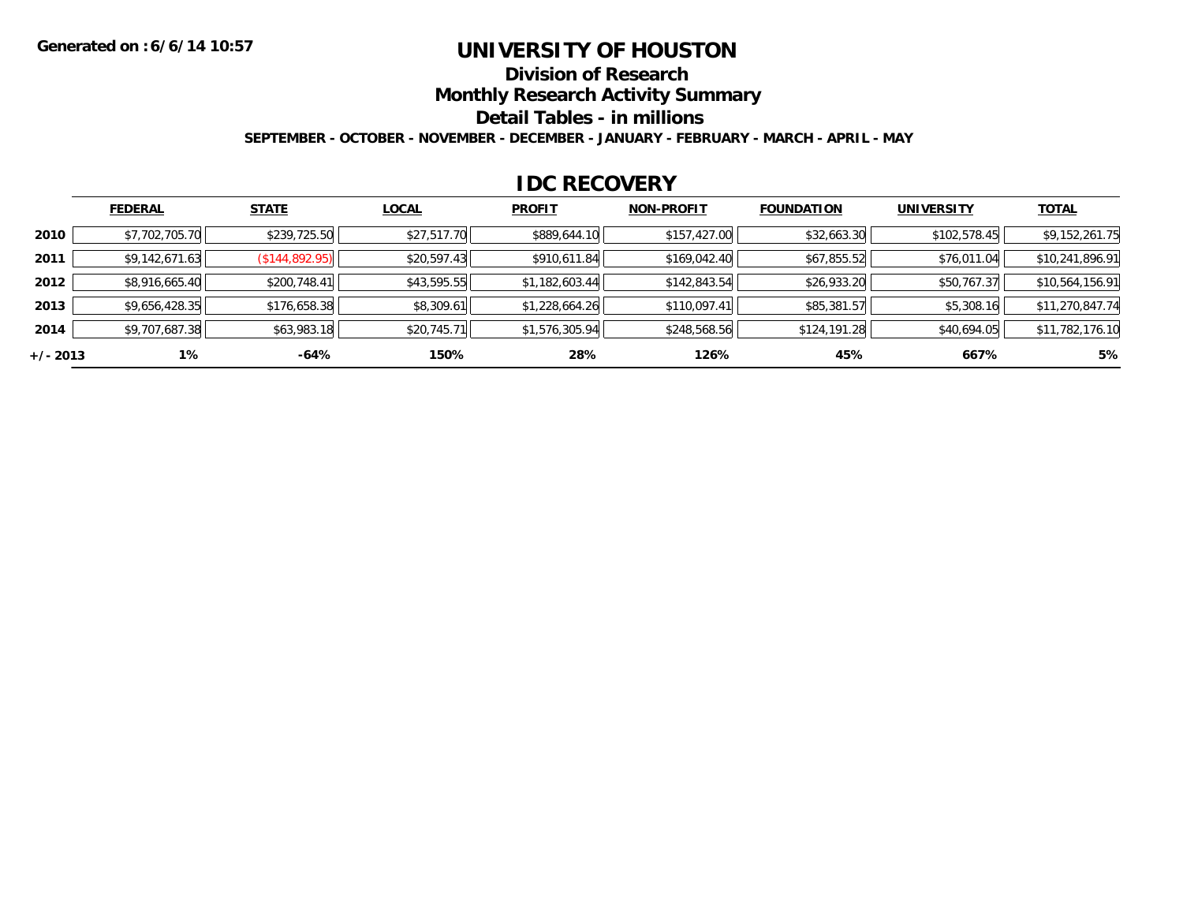Generated on :6/6/14 10:57

# UNIVERSITY OF HOUSTON

## Division of Research

## Monthly Research Activity Summary

## Detail Tables - in millions

**SEPTEMBER - OCTOBER - NOVEMBER - DECEMBER - JANUARY - FEBRUARY - MARCH - APRIL - MAY**

## IDC RECOVERY

| | FEDERAL | STATE | LOCAL | PROFIT | NON-PROFIT | FOUNDATION | UNIVERSITY | TOTAL |
|---|---|---|---|---|---|---|---|---|
| **2010** | $7,702,705.70 | $239,725.50 | $27,517.70 | $889,644.10 | $157,427.00 | $32,663.30 | $102,578.45 | $9,152,261.75 |
| **2011** | $9,142,671.63 | ($144,892.95) | $20,597.43 | $910,611.84 | $169,042.40 | $67,855.52 | $76,011.04 | $10,241,896.91 |
| **2012** | $8,916,665.40 | $200,748.41 | $43,595.55 | $1,182,603.44 | $142,843.54 | $26,933.20 | $50,767.37 | $10,564,156.91 |
| **2013** | $9,656,428.35 | $176,658.38 | $8,309.61 | $1,228,664.26 | $110,097.41 | $85,381.57 | $5,308.16 | $11,270,847.74 |
| **2014** | $9,707,687.38 | $63,983.18 | $20,745.71 | $1,576,305.94 | $248,568.56 | $124,191.28 | $40,694.05 | $11,782,176.10 |
| **+/- 2013** | **1%** | **-64%** | **150%** | **28%** | **126%** | **45%** | **667%** | **5%** |